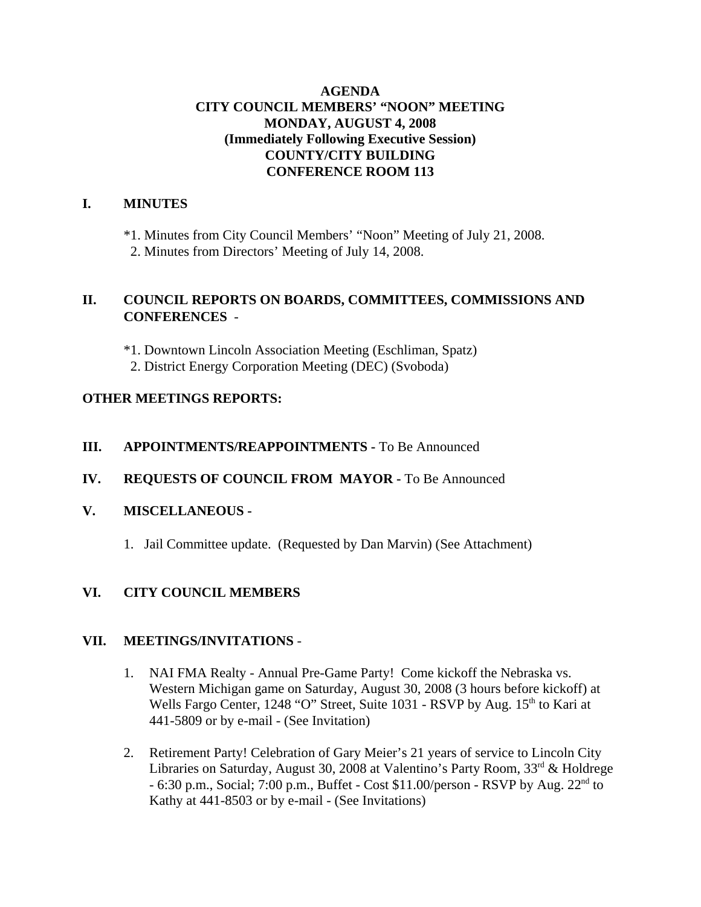# AGENDA
## CITY COUNCIL MEMBERS' "NOON" MEETING
## MONDAY, AUGUST 4, 2008
## (Immediately Following Executive Session)
## COUNTY/CITY BUILDING
## CONFERENCE ROOM 113

## I. MINUTES

*1. Minutes from City Council Members' "Noon" Meeting of July 21, 2008.
2. Minutes from Directors' Meeting of July 14, 2008.

## II. COUNCIL REPORTS ON BOARDS, COMMITTEES, COMMISSIONS AND CONFERENCES -

*1. Downtown Lincoln Association Meeting (Eschliman, Spatz)
2. District Energy Corporation Meeting (DEC) (Svoboda)

## OTHER MEETINGS REPORTS:

## III. APPOINTMENTS/REAPPOINTMENTS - To Be Announced

## IV. REQUESTS OF COUNCIL FROM MAYOR - To Be Announced

## V. MISCELLANEOUS -

1. Jail Committee update. (Requested by Dan Marvin) (See Attachment)

## VI. CITY COUNCIL MEMBERS

## VII. MEETINGS/INVITATIONS -

1. NAI FMA Realty - Annual Pre-Game Party! Come kickoff the Nebraska vs. Western Michigan game on Saturday, August 30, 2008 (3 hours before kickoff) at Wells Fargo Center, 1248 "O" Street, Suite 1031 - RSVP by Aug. 15th to Kari at 441-5809 or by e-mail - (See Invitation)

2. Retirement Party! Celebration of Gary Meier's 21 years of service to Lincoln City Libraries on Saturday, August 30, 2008 at Valentino's Party Room, 33rd & Holdrege - 6:30 p.m., Social; 7:00 p.m., Buffet - Cost $11.00/person - RSVP by Aug. 22nd to Kathy at 441-8503 or by e-mail - (See Invitations)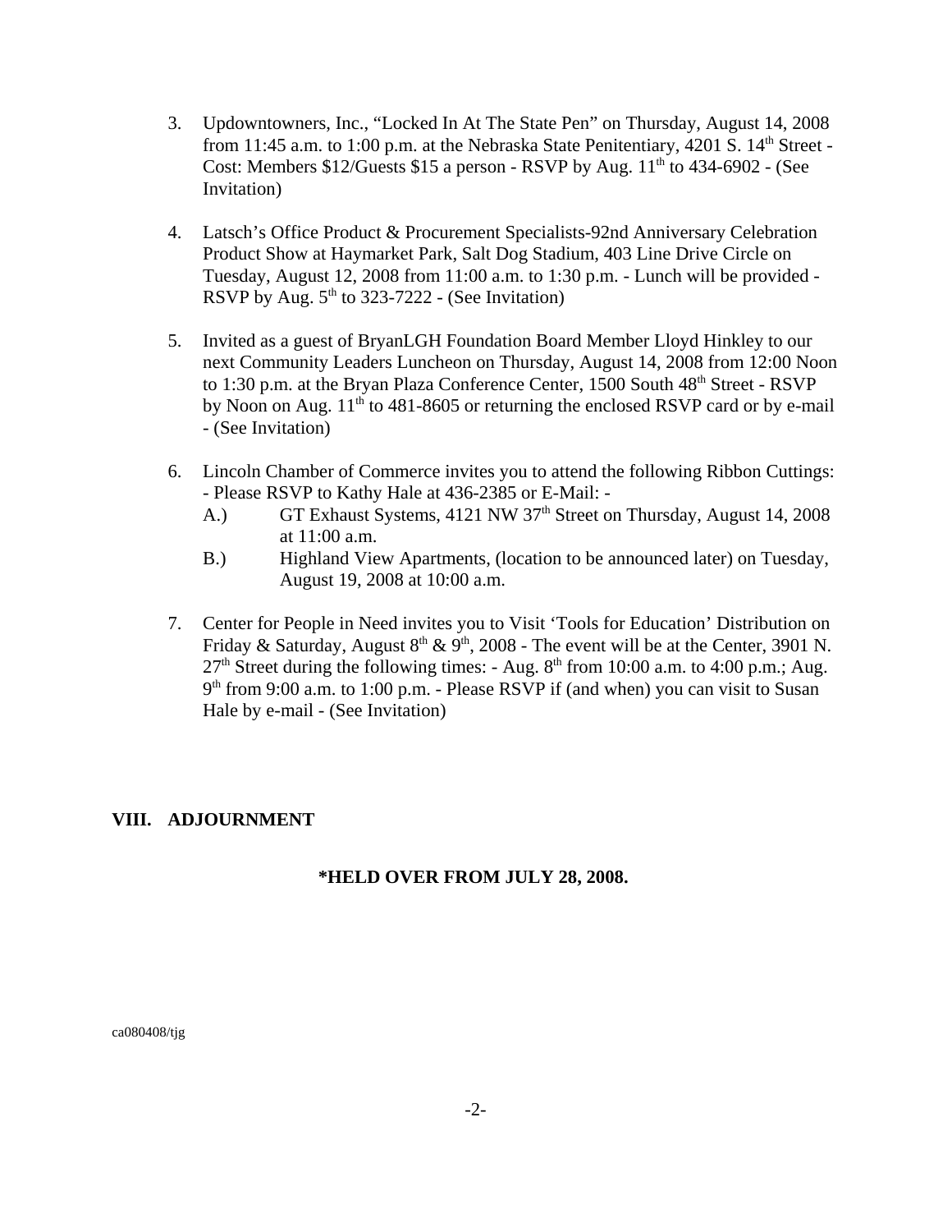3. Updowntowners, Inc., "Locked In At The State Pen" on Thursday, August 14, 2008 from 11:45 a.m. to 1:00 p.m. at the Nebraska State Penitentiary, 4201 S. 14th Street - Cost: Members $12/Guests $15 a person - RSVP by Aug. 11th to 434-6902 - (See Invitation)

4. Latsch's Office Product & Procurement Specialists-92nd Anniversary Celebration Product Show at Haymarket Park, Salt Dog Stadium, 403 Line Drive Circle on Tuesday, August 12, 2008 from 11:00 a.m. to 1:30 p.m. - Lunch will be provided - RSVP by Aug. 5th to 323-7222 - (See Invitation)

5. Invited as a guest of BryanLGH Foundation Board Member Lloyd Hinkley to our next Community Leaders Luncheon on Thursday, August 14, 2008 from 12:00 Noon to 1:30 p.m. at the Bryan Plaza Conference Center, 1500 South 48th Street - RSVP by Noon on Aug. 11th to 481-8605 or returning the enclosed RSVP card or by e-mail - (See Invitation)

6. Lincoln Chamber of Commerce invites you to attend the following Ribbon Cuttings: - Please RSVP to Kathy Hale at 436-2385 or E-Mail: -
   A.) GT Exhaust Systems, 4121 NW 37th Street on Thursday, August 14, 2008 at 11:00 a.m.
   B.) Highland View Apartments, (location to be announced later) on Tuesday, August 19, 2008 at 10:00 a.m.

7. Center for People in Need invites you to Visit 'Tools for Education' Distribution on Friday & Saturday, August 8th & 9th, 2008 - The event will be at the Center, 3901 N. 27th Street during the following times: - Aug. 8th from 10:00 a.m. to 4:00 p.m.; Aug. 9th from 9:00 a.m. to 1:00 p.m. - Please RSVP if (and when) you can visit to Susan Hale by e-mail - (See Invitation)

## VIII. ADJOURNMENT

**\*HELD OVER FROM JULY 28, 2008.**

ca080408/tjg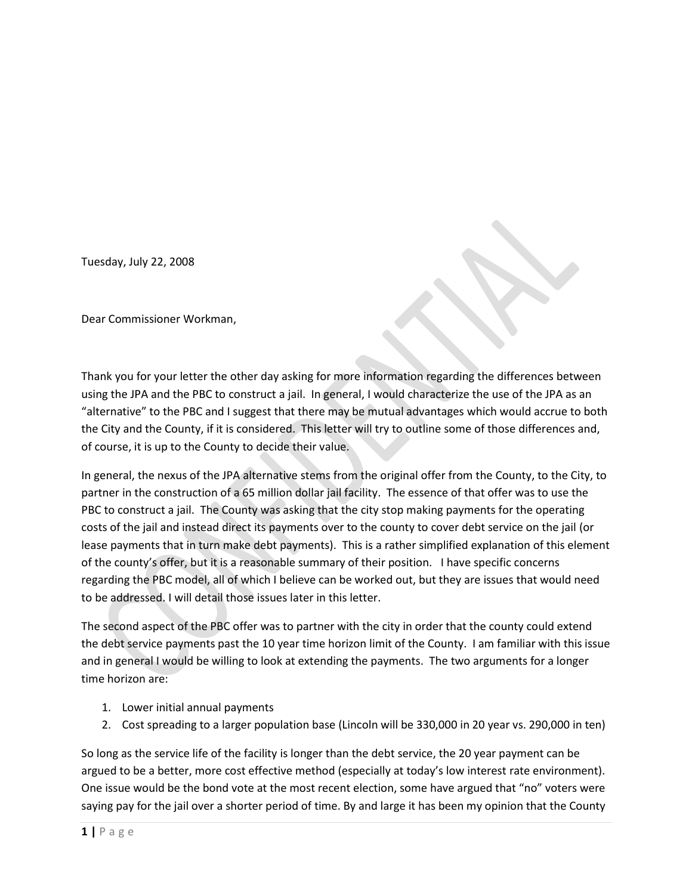Tuesday, July 22, 2008

Dear Commissioner Workman,

Thank you for your letter the other day asking for more information regarding the differences between using the JPA and the PBC to construct a jail. In general, I would characterize the use of the JPA as an "alternative" to the PBC and I suggest that there may be mutual advantages which would accrue to both the City and the County, if it is considered. This letter will try to outline some of those differences and, of course, it is up to the County to decide their value.

In general, the nexus of the JPA alternative stems from the original offer from the County, to the City, to partner in the construction of a 65 million dollar jail facility. The essence of that offer was to use the PBC to construct a jail. The County was asking that the city stop making payments for the operating costs of the jail and instead direct its payments over to the county to cover debt service on the jail (or lease payments that in turn make debt payments). This is a rather simplified explanation of this element of the county's offer, but it is a reasonable summary of their position. I have specific concerns regarding the PBC model, all of which I believe can be worked out, but they are issues that would need to be addressed. I will detail those issues later in this letter.

The second aspect of the PBC offer was to partner with the city in order that the county could extend the debt service payments past the 10 year time horizon limit of the County. I am familiar with this issue and in general I would be willing to look at extending the payments. The two arguments for a longer time horizon are:

1. Lower initial annual payments
2. Cost spreading to a larger population base (Lincoln will be 330,000 in 20 year vs. 290,000 in ten)

So long as the service life of the facility is longer than the debt service, the 20 year payment can be argued to be a better, more cost effective method (especially at today's low interest rate environment). One issue would be the bond vote at the most recent election, some have argued that "no" voters were saying pay for the jail over a shorter period of time. By and large it has been my opinion that the County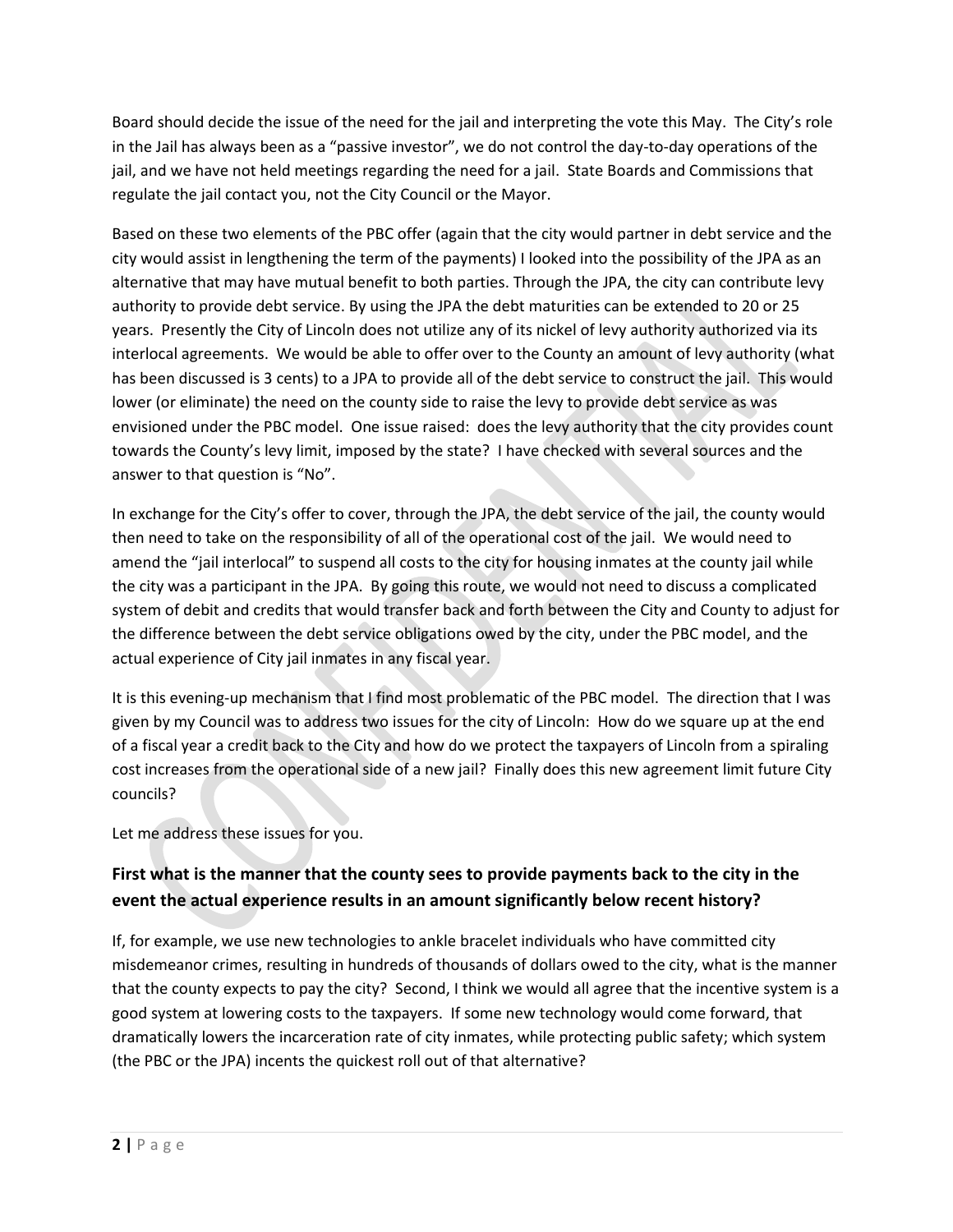Board should decide the issue of the need for the jail and interpreting the vote this May. The City's role in the Jail has always been as a "passive investor", we do not control the day-to-day operations of the jail, and we have not held meetings regarding the need for a jail. State Boards and Commissions that regulate the jail contact you, not the City Council or the Mayor.

Based on these two elements of the PBC offer (again that the city would partner in debt service and the city would assist in lengthening the term of the payments) I looked into the possibility of the JPA as an alternative that may have mutual benefit to both parties. Through the JPA, the city can contribute levy authority to provide debt service. By using the JPA the debt maturities can be extended to 20 or 25 years. Presently the City of Lincoln does not utilize any of its nickel of levy authority authorized via its interlocal agreements. We would be able to offer over to the County an amount of levy authority (what has been discussed is 3 cents) to a JPA to provide all of the debt service to construct the jail. This would lower (or eliminate) the need on the county side to raise the levy to provide debt service as was envisioned under the PBC model. One issue raised: does the levy authority that the city provides count towards the County's levy limit, imposed by the state? I have checked with several sources and the answer to that question is "No".

In exchange for the City's offer to cover, through the JPA, the debt service of the jail, the county would then need to take on the responsibility of all of the operational cost of the jail. We would need to amend the "jail interlocal" to suspend all costs to the city for housing inmates at the county jail while the city was a participant in the JPA. By going this route, we would not need to discuss a complicated system of debit and credits that would transfer back and forth between the City and County to adjust for the difference between the debt service obligations owed by the city, under the PBC model, and the actual experience of City jail inmates in any fiscal year.

It is this evening-up mechanism that I find most problematic of the PBC model. The direction that I was given by my Council was to address two issues for the city of Lincoln: How do we square up at the end of a fiscal year a credit back to the City and how do we protect the taxpayers of Lincoln from a spiraling cost increases from the operational side of a new jail? Finally does this new agreement limit future City councils?

Let me address these issues for you.

## First what is the manner that the county sees to provide payments back to the city in the event the actual experience results in an amount significantly below recent history?

If, for example, we use new technologies to ankle bracelet individuals who have committed city misdemeanor crimes, resulting in hundreds of thousands of dollars owed to the city, what is the manner that the county expects to pay the city? Second, I think we would all agree that the incentive system is a good system at lowering costs to the taxpayers. If some new technology would come forward, that dramatically lowers the incarceration rate of city inmates, while protecting public safety; which system (the PBC or the JPA) incents the quickest roll out of that alternative?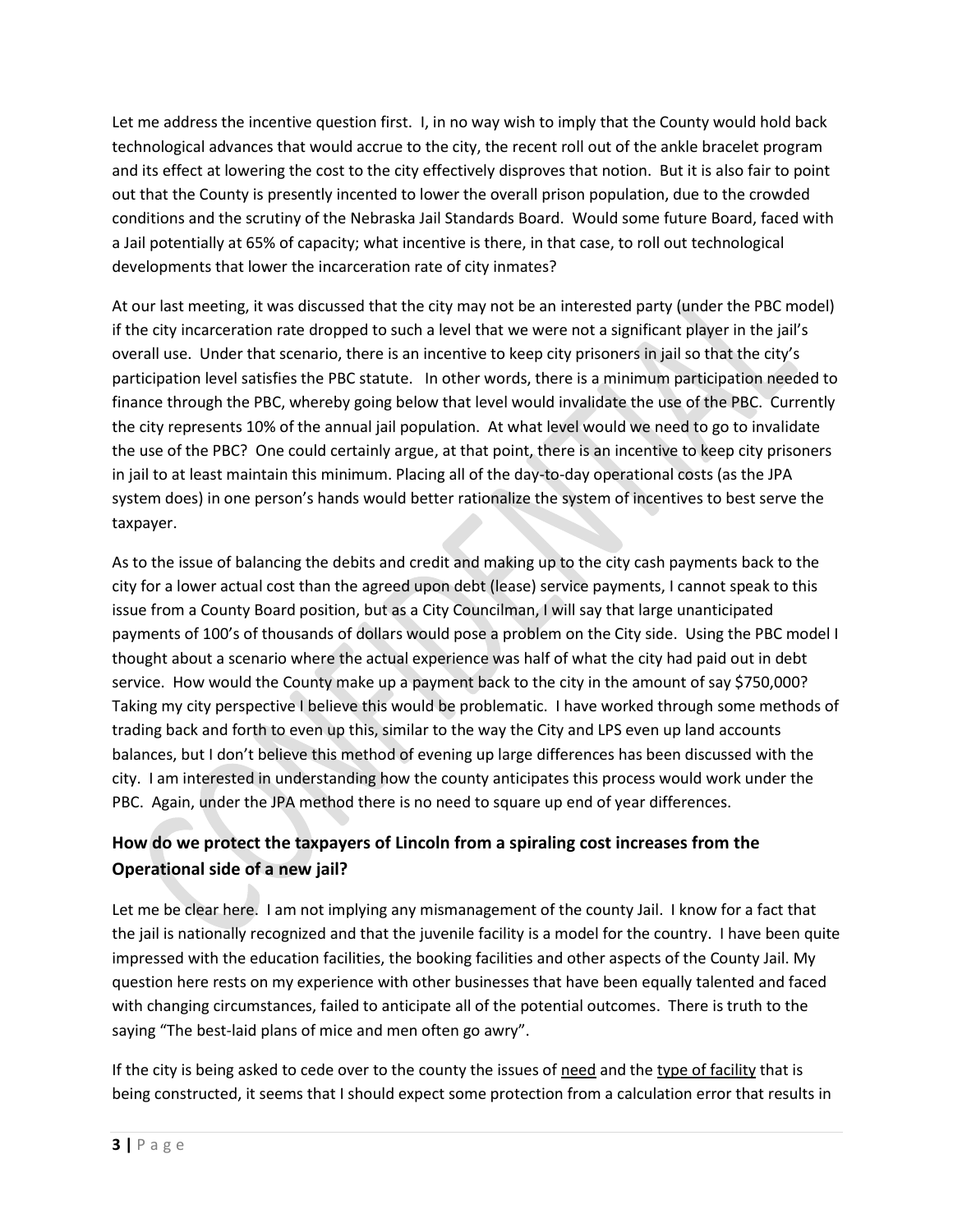Let me address the incentive question first. I, in no way wish to imply that the County would hold back technological advances that would accrue to the city, the recent roll out of the ankle bracelet program and its effect at lowering the cost to the city effectively disproves that notion. But it is also fair to point out that the County is presently incented to lower the overall prison population, due to the crowded conditions and the scrutiny of the Nebraska Jail Standards Board. Would some future Board, faced with a Jail potentially at 65% of capacity; what incentive is there, in that case, to roll out technological developments that lower the incarceration rate of city inmates?

At our last meeting, it was discussed that the city may not be an interested party (under the PBC model) if the city incarceration rate dropped to such a level that we were not a significant player in the jail's overall use. Under that scenario, there is an incentive to keep city prisoners in jail so that the city's participation level satisfies the PBC statute. In other words, there is a minimum participation needed to finance through the PBC, whereby going below that level would invalidate the use of the PBC. Currently the city represents 10% of the annual jail population. At what level would we need to go to invalidate the use of the PBC? One could certainly argue, at that point, there is an incentive to keep city prisoners in jail to at least maintain this minimum. Placing all of the day-to-day operational costs (as the JPA system does) in one person's hands would better rationalize the system of incentives to best serve the taxpayer.

As to the issue of balancing the debits and credit and making up to the city cash payments back to the city for a lower actual cost than the agreed upon debt (lease) service payments, I cannot speak to this issue from a County Board position, but as a City Councilman, I will say that large unanticipated payments of 100's of thousands of dollars would pose a problem on the City side. Using the PBC model I thought about a scenario where the actual experience was half of what the city had paid out in debt service. How would the County make up a payment back to the city in the amount of say $750,000? Taking my city perspective I believe this would be problematic. I have worked through some methods of trading back and forth to even up this, similar to the way the City and LPS even up land accounts balances, but I don't believe this method of evening up large differences has been discussed with the city. I am interested in understanding how the county anticipates this process would work under the PBC. Again, under the JPA method there is no need to square up end of year differences.

### How do we protect the taxpayers of Lincoln from a spiraling cost increases from the Operational side of a new jail?

Let me be clear here. I am not implying any mismanagement of the county Jail. I know for a fact that the jail is nationally recognized and that the juvenile facility is a model for the country. I have been quite impressed with the education facilities, the booking facilities and other aspects of the County Jail. My question here rests on my experience with other businesses that have been equally talented and faced with changing circumstances, failed to anticipate all of the potential outcomes. There is truth to the saying "The best-laid plans of mice and men often go awry".

If the city is being asked to cede over to the county the issues of <u>need</u> and the <u>type of facility</u> that is being constructed, it seems that I should expect some protection from a calculation error that results in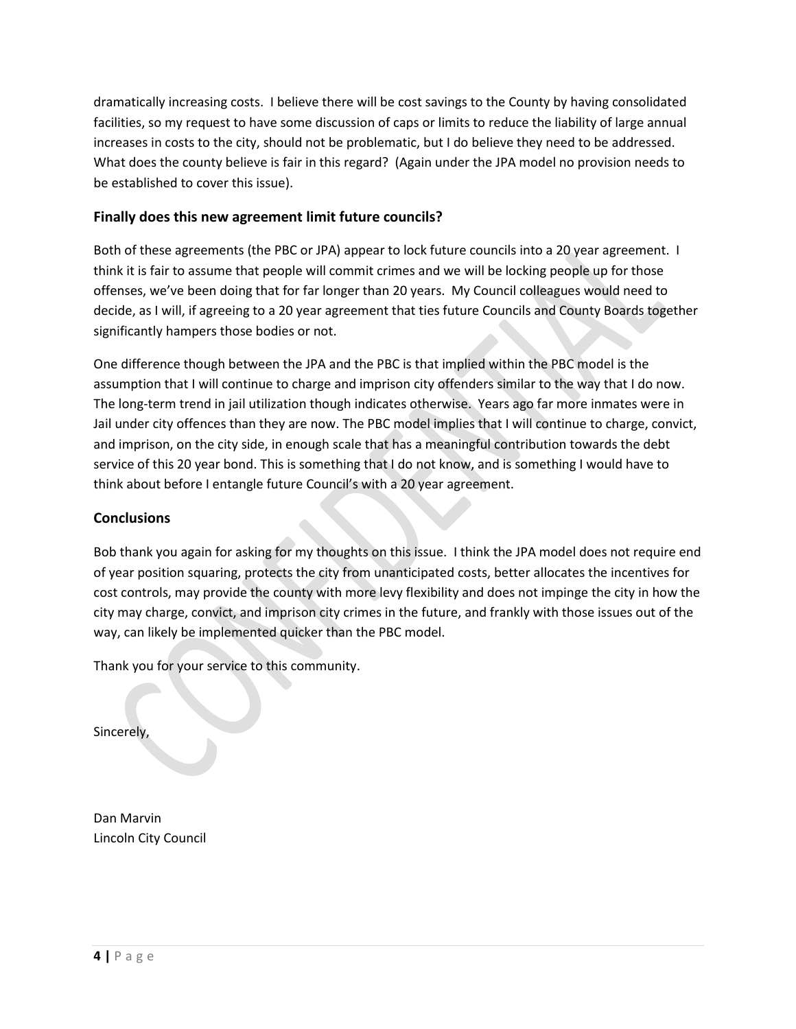dramatically increasing costs. I believe there will be cost savings to the County by having consolidated facilities, so my request to have some discussion of caps or limits to reduce the liability of large annual increases in costs to the city, should not be problematic, but I do believe they need to be addressed. What does the county believe is fair in this regard? (Again under the JPA model no provision needs to be established to cover this issue).

### Finally does this new agreement limit future councils?

Both of these agreements (the PBC or JPA) appear to lock future councils into a 20 year agreement. I think it is fair to assume that people will commit crimes and we will be locking people up for those offenses, we've been doing that for far longer than 20 years. My Council colleagues would need to decide, as I will, if agreeing to a 20 year agreement that ties future Councils and County Boards together significantly hampers those bodies or not.

One difference though between the JPA and the PBC is that implied within the PBC model is the assumption that I will continue to charge and imprison city offenders similar to the way that I do now. The long-term trend in jail utilization though indicates otherwise. Years ago far more inmates were in Jail under city offences than they are now. The PBC model implies that I will continue to charge, convict, and imprison, on the city side, in enough scale that has a meaningful contribution towards the debt service of this 20 year bond. This is something that I do not know, and is something I would have to think about before I entangle future Council's with a 20 year agreement.

### Conclusions

Bob thank you again for asking for my thoughts on this issue. I think the JPA model does not require end of year position squaring, protects the city from unanticipated costs, better allocates the incentives for cost controls, may provide the county with more levy flexibility and does not impinge the city in how the city may charge, convict, and imprison city crimes in the future, and frankly with those issues out of the way, can likely be implemented quicker than the PBC model.

Thank you for your service to this community.

Sincerely,

Dan Marvin
Lincoln City Council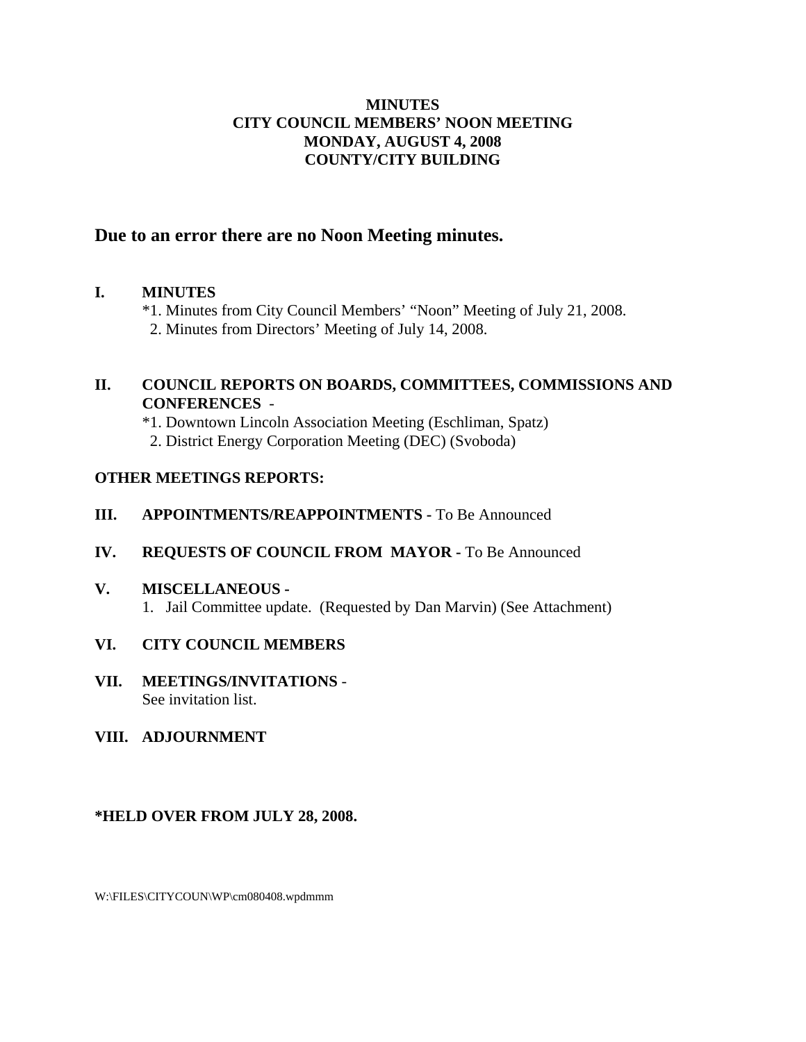**MINUTES**
**CITY COUNCIL MEMBERS' NOON MEETING**
**MONDAY, AUGUST 4, 2008**
**COUNTY/CITY BUILDING**

## Due to an error there are no Noon Meeting minutes.

**I. MINUTES**

*1. Minutes from City Council Members' "Noon" Meeting of July 21, 2008.
2. Minutes from Directors' Meeting of July 14, 2008.

**II. COUNCIL REPORTS ON BOARDS, COMMITTEES, COMMISSIONS AND CONFERENCES** -

*1. Downtown Lincoln Association Meeting (Eschliman, Spatz)
2. District Energy Corporation Meeting (DEC) (Svoboda)

**OTHER MEETINGS REPORTS:**

**III. APPOINTMENTS/REAPPOINTMENTS -** To Be Announced

**IV. REQUESTS OF COUNCIL FROM MAYOR -** To Be Announced

**V. MISCELLANEOUS -**

1. Jail Committee update. (Requested by Dan Marvin) (See Attachment)

**VI. CITY COUNCIL MEMBERS**

**VII. MEETINGS/INVITATIONS** -
See invitation list.

**VIII. ADJOURNMENT**

**\*HELD OVER FROM JULY 28, 2008.**

W:\FILES\CITYCOUN\WP\cm080408.wpdmmm